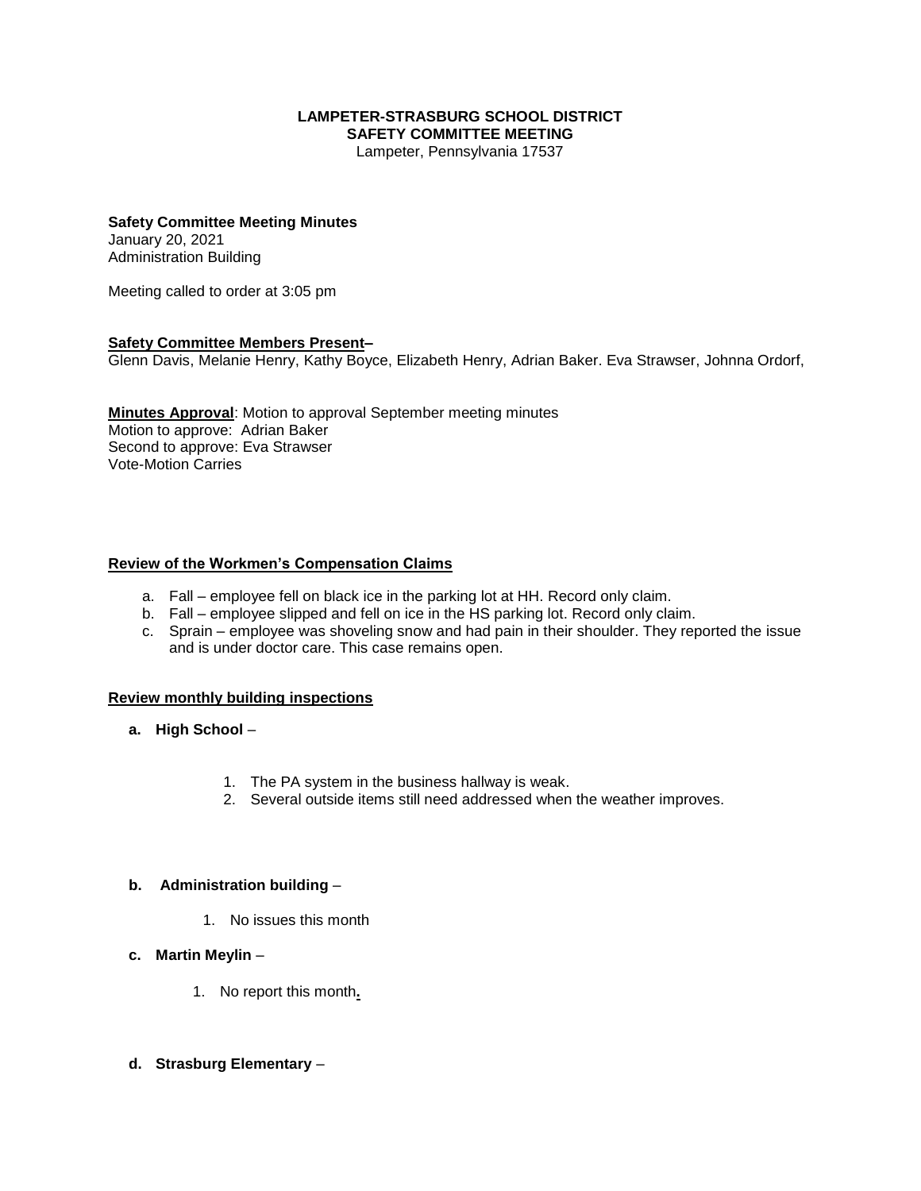**LAMPETER-STRASBURG SCHOOL DISTRICT**
**SAFETY COMMITTEE MEETING**
Lampeter, Pennsylvania 17537

**Safety Committee Meeting Minutes**
January 20, 2021
Administration Building

Meeting called to order at 3:05 pm

**Safety Committee Members Present–**
Glenn Davis, Melanie Henry, Kathy Boyce, Elizabeth Henry, Adrian Baker. Eva Strawser, Johnna Ordorf,

**Minutes Approval**: Motion to approval September meeting minutes
Motion to approve: Adrian Baker
Second to approve: Eva Strawser
Vote-Motion Carries

**Review of the Workmen's Compensation Claims**

a. Fall – employee fell on black ice in the parking lot at HH. Record only claim.
b. Fall – employee slipped and fell on ice in the HS parking lot. Record only claim.
c. Sprain – employee was shoveling snow and had pain in their shoulder. They reported the issue and is under doctor care. This case remains open.

**Review monthly building inspections**

**a. High School** –

1. The PA system in the business hallway is weak.
2. Several outside items still need addressed when the weather improves.

**b. Administration building** –

1. No issues this month

**c. Martin Meylin** –

1. No report this month.

**d. Strasburg Elementary** –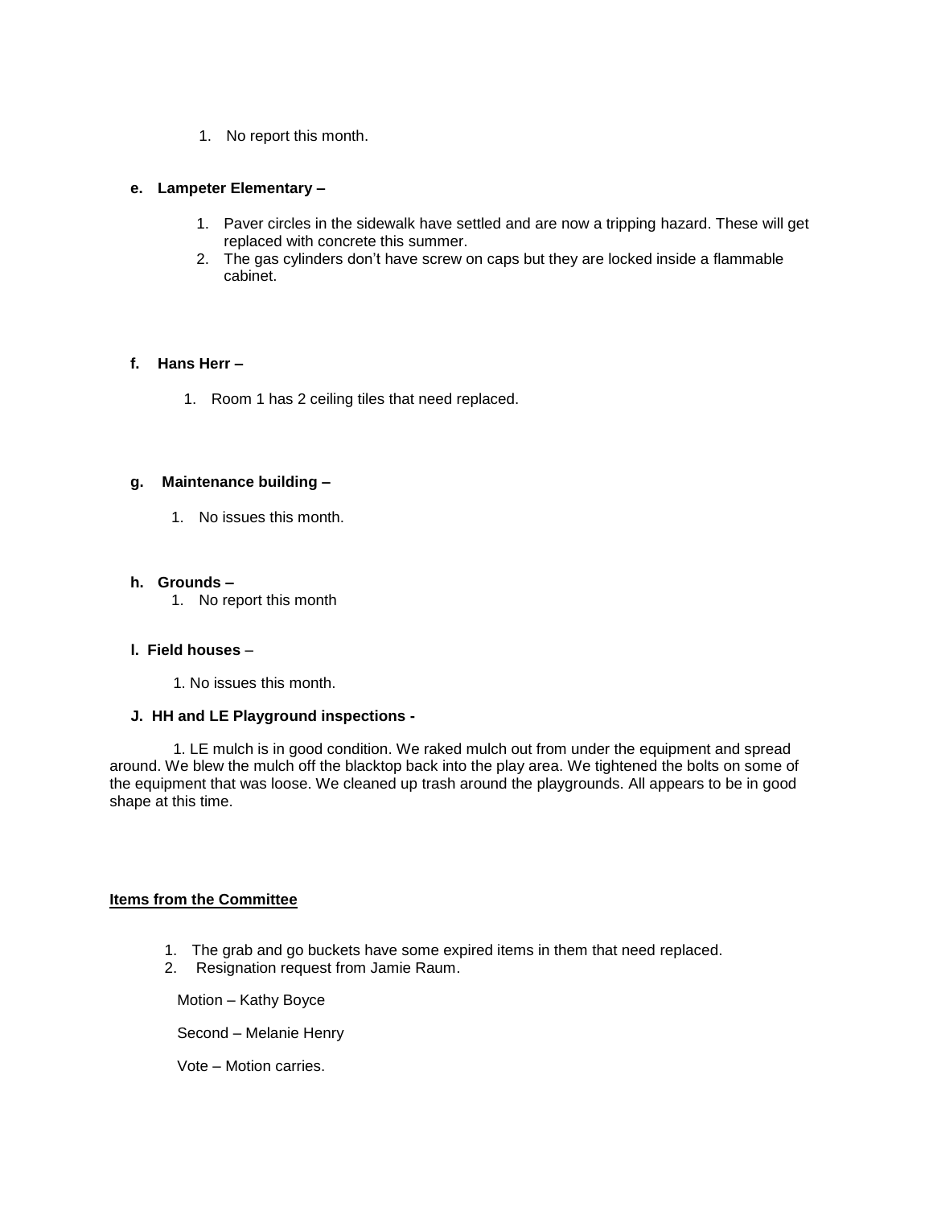1. No report this month.

**e. Lampeter Elementary –**

1. Paver circles in the sidewalk have settled and are now a tripping hazard. These will get replaced with concrete this summer.
2. The gas cylinders don't have screw on caps but they are locked inside a flammable cabinet.

**f. Hans Herr –**

1. Room 1 has 2 ceiling tiles that need replaced.

**g. Maintenance building –**

1. No issues this month.

**h. Grounds –**

1. No report this month

**I. Field houses** –

1. No issues this month.

**J. HH and LE Playground inspections -**

1. LE mulch is in good condition. We raked mulch out from under the equipment and spread around. We blew the mulch off the blacktop back into the play area. We tightened the bolts on some of the equipment that was loose. We cleaned up trash around the playgrounds. All appears to be in good shape at this time.

**<u>Items from the Committee</u>**

1. The grab and go buckets have some expired items in them that need replaced.
2. Resignation request from Jamie Raum.

Motion – Kathy Boyce

Second – Melanie Henry

Vote – Motion carries.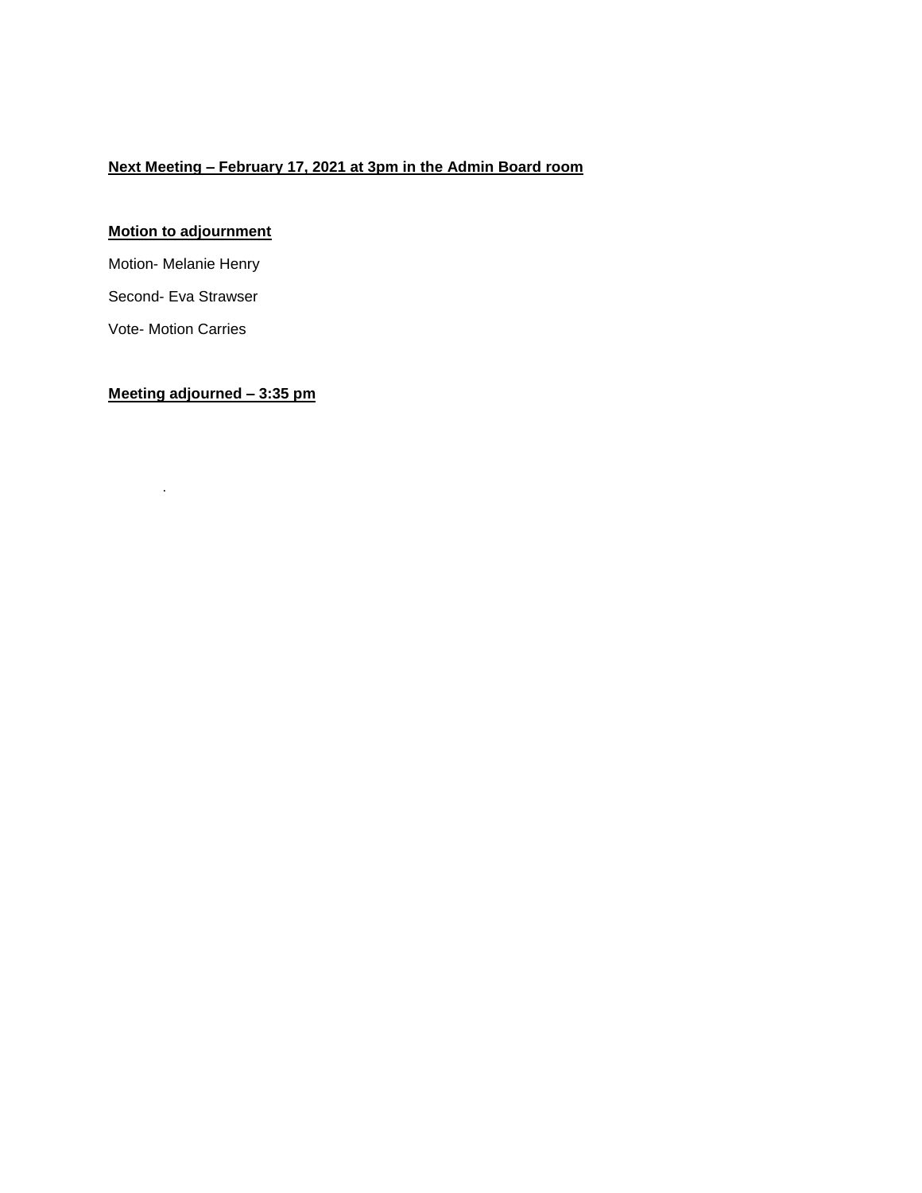**Next Meeting – February 17, 2021 at 3pm in the Admin Board room**

**Motion to adjournment**

Motion- Melanie Henry

Second- Eva Strawser

Vote- Motion Carries

**Meeting adjourned – 3:35 pm**